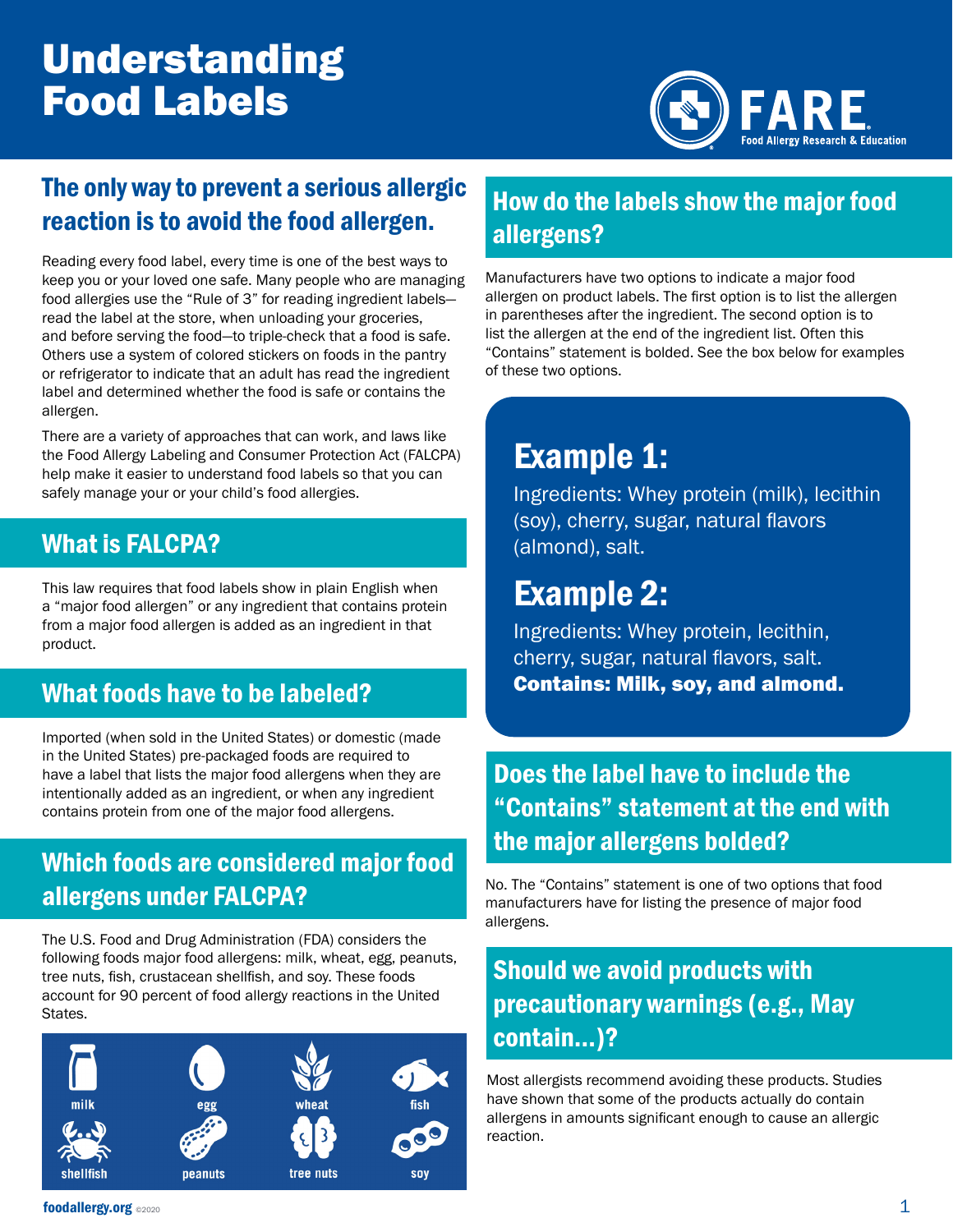# Understanding Food Labels

FARE
Food Allergy Research & Education

## The only way to prevent a serious allergic reaction is to avoid the food allergen.

Reading every food label, every time is one of the best ways to keep you or your loved one safe. Many people who are managing food allergies use the "Rule of 3" for reading ingredient labels—read the label at the store, when unloading your groceries, and before serving the food—to triple-check that a food is safe. Others use a system of colored stickers on foods in the pantry or refrigerator to indicate that an adult has read the ingredient label and determined whether the food is safe or contains the allergen.

There are a variety of approaches that can work, and laws like the Food Allergy Labeling and Consumer Protection Act (FALCPA) help make it easier to understand food labels so that you can safely manage your or your child's food allergies.

## What is FALCPA?

This law requires that food labels show in plain English when a "major food allergen" or any ingredient that contains protein from a major food allergen is added as an ingredient in that product.

## What foods have to be labeled?

Imported (when sold in the United States) or domestic (made in the United States) pre-packaged foods are required to have a label that lists the major food allergens when they are intentionally added as an ingredient, or when any ingredient contains protein from one of the major food allergens.

## Which foods are considered major food allergens under FALCPA?

The U.S. Food and Drug Administration (FDA) considers the following foods major food allergens: milk, wheat, egg, peanuts, tree nuts, fish, crustacean shellfish, and soy. These foods account for 90 percent of food allergy reactions in the United States.

milk, egg, wheat, fish, shellfish, peanuts, tree nuts, soy

## How do the labels show the major food allergens?

Manufacturers have two options to indicate a major food allergen on product labels. The first option is to list the allergen in parentheses after the ingredient. The second option is to list the allergen at the end of the ingredient list. Often this "Contains" statement is bolded. See the box below for examples of these two options.

### Example 1:

Ingredients: Whey protein (milk), lecithin (soy), cherry, sugar, natural flavors (almond), salt.

### Example 2:

Ingredients: Whey protein, lecithin, cherry, sugar, natural flavors, salt.
**Contains: Milk, soy, and almond.**

## Does the label have to include the "Contains" statement at the end with the major allergens bolded?

No. The "Contains" statement is one of two options that food manufacturers have for listing the presence of major food allergens.

## Should we avoid products with precautionary warnings (e.g., May contain...)?

Most allergists recommend avoiding these products. Studies have shown that some of the products actually do contain allergens in amounts significant enough to cause an allergic reaction.

foodallergy.org ©2020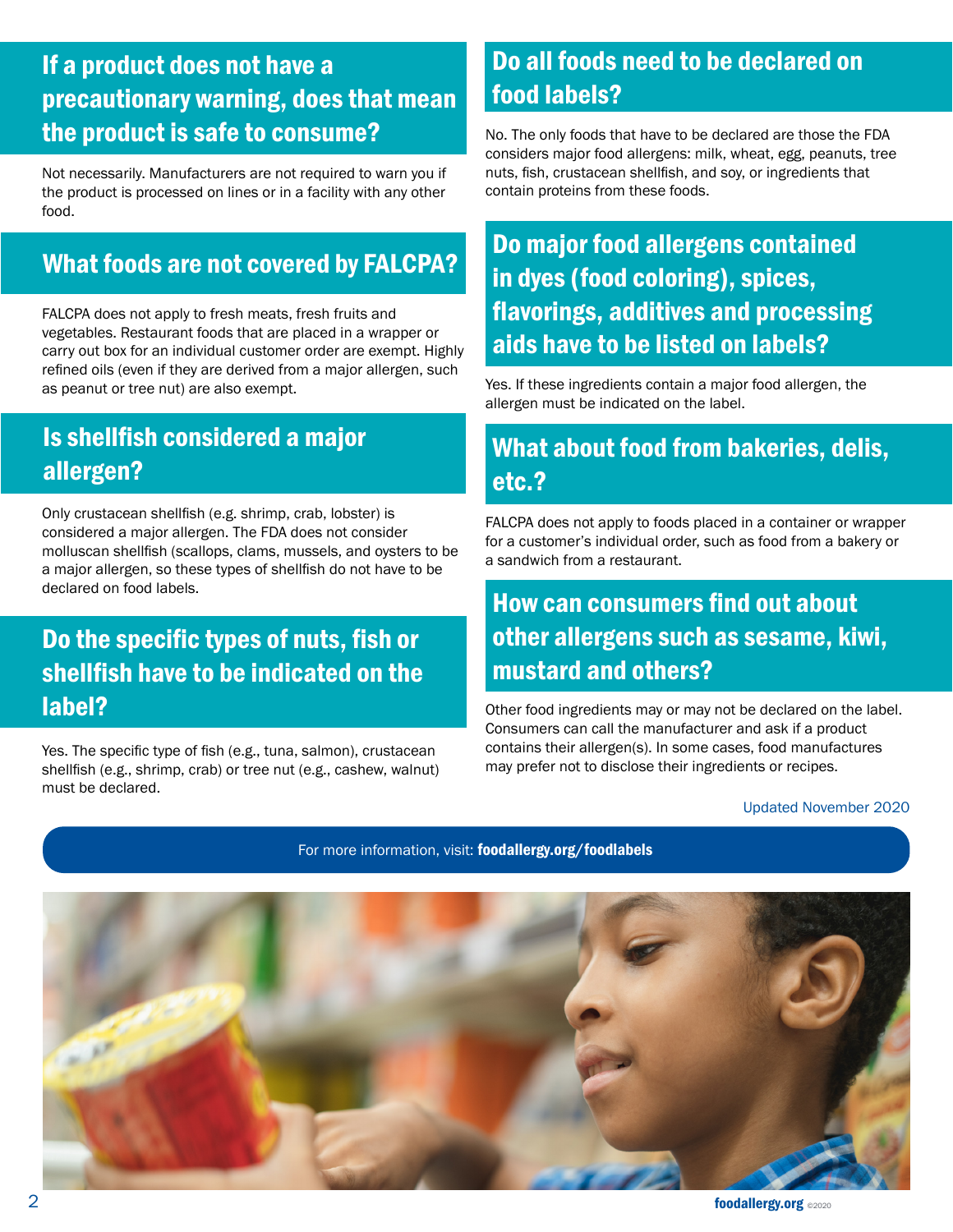## If a product does not have a precautionary warning, does that mean the product is safe to consume?

Not necessarily. Manufacturers are not required to warn you if the product is processed on lines or in a facility with any other food.

## What foods are not covered by FALCPA?

FALCPA does not apply to fresh meats, fresh fruits and vegetables. Restaurant foods that are placed in a wrapper or carry out box for an individual customer order are exempt. Highly refined oils (even if they are derived from a major allergen, such as peanut or tree nut) are also exempt.

## Is shellfish considered a major allergen?

Only crustacean shellfish (e.g. shrimp, crab, lobster) is considered a major allergen. The FDA does not consider molluscan shellfish (scallops, clams, mussels, and oysters to be a major allergen, so these types of shellfish do not have to be declared on food labels.

## Do the specific types of nuts, fish or shellfish have to be indicated on the label?

Yes. The specific type of fish (e.g., tuna, salmon), crustacean shellfish (e.g., shrimp, crab) or tree nut (e.g., cashew, walnut) must be declared.

## Do all foods need to be declared on food labels?

No. The only foods that have to be declared are those the FDA considers major food allergens: milk, wheat, egg, peanuts, tree nuts, fish, crustacean shellfish, and soy, or ingredients that contain proteins from these foods.

## Do major food allergens contained in dyes (food coloring), spices, flavorings, additives and processing aids have to be listed on labels?

Yes. If these ingredients contain a major food allergen, the allergen must be indicated on the label.

## What about food from bakeries, delis, etc.?

FALCPA does not apply to foods placed in a container or wrapper for a customer's individual order, such as food from a bakery or a sandwich from a restaurant.

## How can consumers find out about other allergens such as sesame, kiwi, mustard and others?

Other food ingredients may or may not be declared on the label. Consumers can call the manufacturer and ask if a product contains their allergen(s). In some cases, food manufactures may prefer not to disclose their ingredients or recipes.

Updated November 2020

For more information, visit: **foodallergy.org/foodlabels**